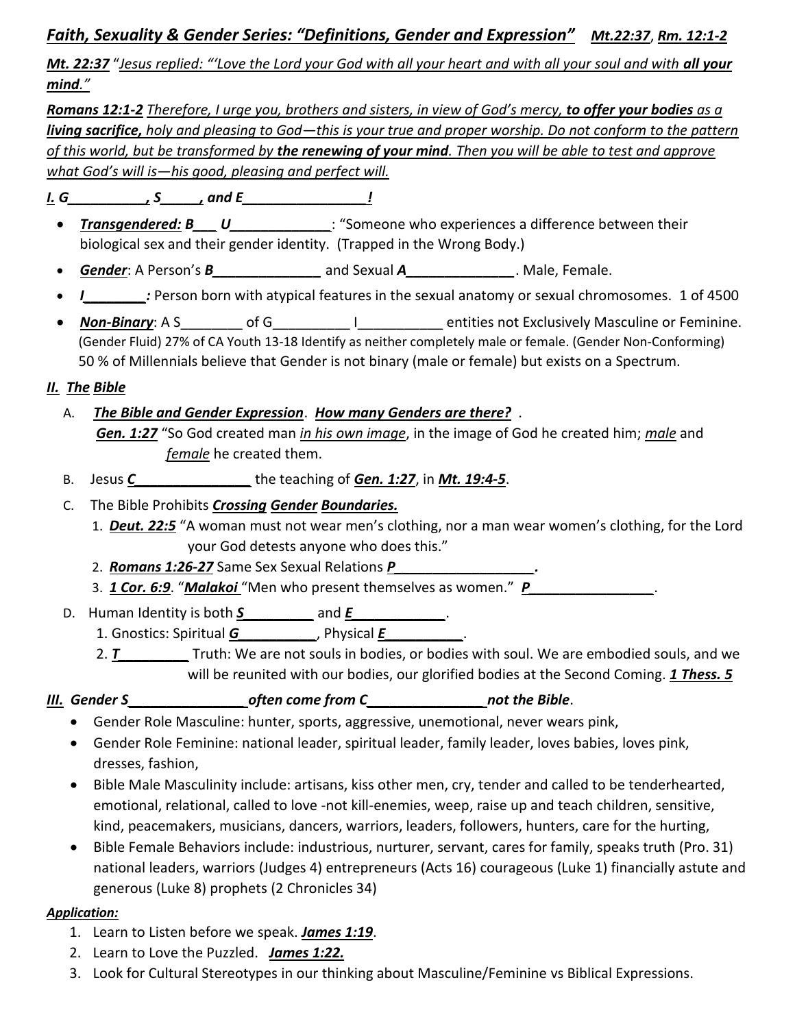## *Faith, Sexuality & Gender Series: "Definitions, Gender and Expression"* ***Mt.22:37***, ***Rm. 12:1-2***

***Mt. 22:37*** "*Jesus replied: "'Love the Lord your God with all your heart and with all your soul and with **all your mind**."*

***Romans 12:1-2*** *Therefore, I urge you, brothers and sisters, in view of God's mercy, **to offer your bodies** as a **living sacrifice,** holy and pleasing to God—this is your true and proper worship. Do not conform to the pattern of this world, but be transformed by **the renewing of your mind**. Then you will be able to test and approve what God's will is—his good, pleasing and perfect will.*

***I. G__________, S_____, and E________________!***

- ***Transgendered: B___ U____________***: "Someone who experiences a difference between their biological sex and their gender identity. (Trapped in the Wrong Body.)
- ***Gender***: A Person's ***B______________*** and Sexual ***A______________***. Male, Female.
- ***I________:*** Person born with atypical features in the sexual anatomy or sexual chromosomes. 1 of 4500
- ***Non-Binary***: A S________ of G__________ I___________ entities not Exclusively Masculine or Feminine. (Gender Fluid) 27% of CA Youth 13-18 Identify as neither completely male or female. (Gender Non-Conforming) 50 % of Millennials believe that Gender is not binary (male or female) but exists on a Spectrum.

***II. The Bible***

A. ***The Bible and Gender Expression***. ***How many Genders are there?*** .
***Gen. 1:27*** "So God created man *in his own image*, in the image of God he created him; *male* and *female* he created them.

B. Jesus ***C_______________*** the teaching of ***Gen. 1:27***, in ***Mt. 19:4-5***.

C. The Bible Prohibits ***Crossing Gender Boundaries.***
1. ***Deut. 22:5*** "A woman must not wear men's clothing, nor a man wear women's clothing, for the Lord your God detests anyone who does this."
2. ***Romans 1:26-27*** Same Sex Sexual Relations ***P__________________.***
3. ***1 Cor. 6:9***. "***Malakoi*** "Men who present themselves as women." ***P________________***.

D. Human Identity is both ***S_________*** and ***E____________***.
1. Gnostics: Spiritual ***G__________***, Physical ***E__________***.
2. ***T_________*** Truth: We are not souls in bodies, or bodies with soul. We are embodied souls, and we will be reunited with our bodies, our glorified bodies at the Second Coming. ***1 Thess. 5***

***III. Gender S_______________ often come from C_______________ not the Bible***.

- Gender Role Masculine: hunter, sports, aggressive, unemotional, never wears pink,
- Gender Role Feminine: national leader, spiritual leader, family leader, loves babies, loves pink, dresses, fashion,
- Bible Male Masculinity include: artisans, kiss other men, cry, tender and called to be tenderhearted, emotional, relational, called to love -not kill-enemies, weep, raise up and teach children, sensitive, kind, peacemakers, musicians, dancers, warriors, leaders, followers, hunters, care for the hurting,
- Bible Female Behaviors include: industrious, nurturer, servant, cares for family, speaks truth (Pro. 31) national leaders, warriors (Judges 4) entrepreneurs (Acts 16) courageous (Luke 1) financially astute and generous (Luke 8) prophets (2 Chronicles 34)

***Application:***

1. Learn to Listen before we speak. ***James 1:19***.
2. Learn to Love the Puzzled. ***James 1:22.***
3. Look for Cultural Stereotypes in our thinking about Masculine/Feminine vs Biblical Expressions.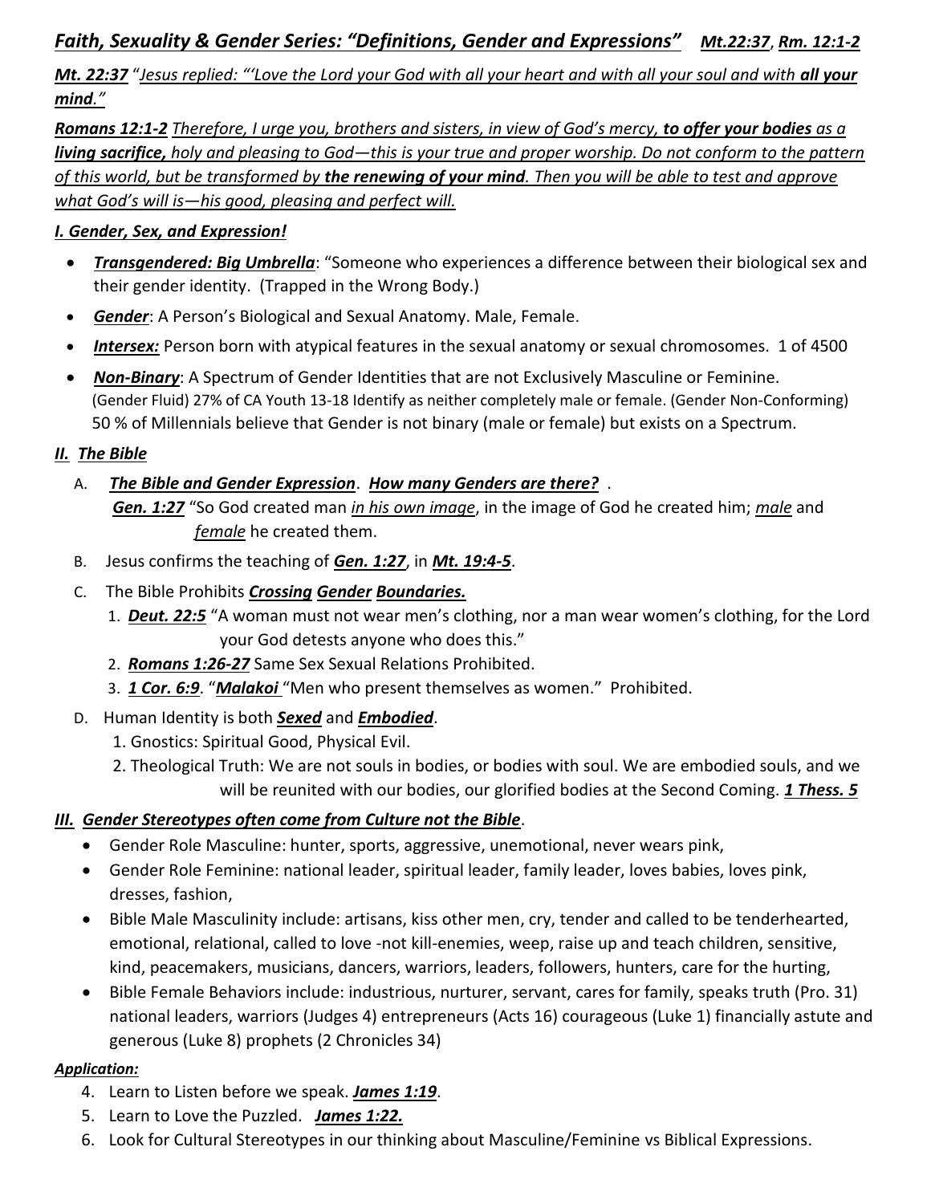## ***Faith, Sexuality & Gender Series: "Definitions, Gender and Expressions"*** ***Mt.22:37***, ***Rm. 12:1-2***

***Mt. 22:37*** "*Jesus replied: "'Love the Lord your God with all your heart and with all your soul and with **all your mind**."*

***Romans 12:1-2*** *Therefore, I urge you, brothers and sisters, in view of God's mercy, **to offer your bodies** as a **living sacrifice,** holy and pleasing to God—this is your true and proper worship. Do not conform to the pattern of this world, but be transformed by **the renewing of your mind**. Then you will be able to test and approve what God's will is—his good, pleasing and perfect will.*

### ***I. Gender, Sex, and Expression!***

- ***Transgendered: Big Umbrella***: "Someone who experiences a difference between their biological sex and their gender identity. (Trapped in the Wrong Body.)
- ***Gender***: A Person's Biological and Sexual Anatomy. Male, Female.
- ***Intersex:*** Person born with atypical features in the sexual anatomy or sexual chromosomes. 1 of 4500
- ***Non-Binary***: A Spectrum of Gender Identities that are not Exclusively Masculine or Feminine.
  (Gender Fluid) 27% of CA Youth 13-18 Identify as neither completely male or female. (Gender Non-Conforming)
  50 % of Millennials believe that Gender is not binary (male or female) but exists on a Spectrum.

### ***II. The Bible***

A. ***The Bible and Gender Expression***. ***How many Genders are there?*** .
   ***Gen. 1:27*** "So God created man *in his own image*, in the image of God he created him; *male* and *female* he created them.

B. Jesus confirms the teaching of ***Gen. 1:27***, in ***Mt. 19:4-5***.

C. The Bible Prohibits ***Crossing Gender Boundaries.***
   1. ***Deut. 22:5*** "A woman must not wear men's clothing, nor a man wear women's clothing, for the Lord your God detests anyone who does this."
   2. ***Romans 1:26-27*** Same Sex Sexual Relations Prohibited.
   3. ***1 Cor. 6:9***. "***Malakoi*** "Men who present themselves as women." Prohibited.

D. Human Identity is both ***Sexed*** and ***Embodied***.
   1. Gnostics: Spiritual Good, Physical Evil.
   2. Theological Truth: We are not souls in bodies, or bodies with soul. We are embodied souls, and we will be reunited with our bodies, our glorified bodies at the Second Coming. ***1 Thess. 5***

### ***III. Gender Stereotypes often come from Culture not the Bible***.

- Gender Role Masculine: hunter, sports, aggressive, unemotional, never wears pink,
- Gender Role Feminine: national leader, spiritual leader, family leader, loves babies, loves pink, dresses, fashion,
- Bible Male Masculinity include: artisans, kiss other men, cry, tender and called to be tenderhearted, emotional, relational, called to love -not kill-enemies, weep, raise up and teach children, sensitive, kind, peacemakers, musicians, dancers, warriors, leaders, followers, hunters, care for the hurting,
- Bible Female Behaviors include: industrious, nurturer, servant, cares for family, speaks truth (Pro. 31) national leaders, warriors (Judges 4) entrepreneurs (Acts 16) courageous (Luke 1) financially astute and generous (Luke 8) prophets (2 Chronicles 34)

***Application:***

4. Learn to Listen before we speak. ***James 1:19***.
5. Learn to Love the Puzzled. ***James 1:22.***
6. Look for Cultural Stereotypes in our thinking about Masculine/Feminine vs Biblical Expressions.